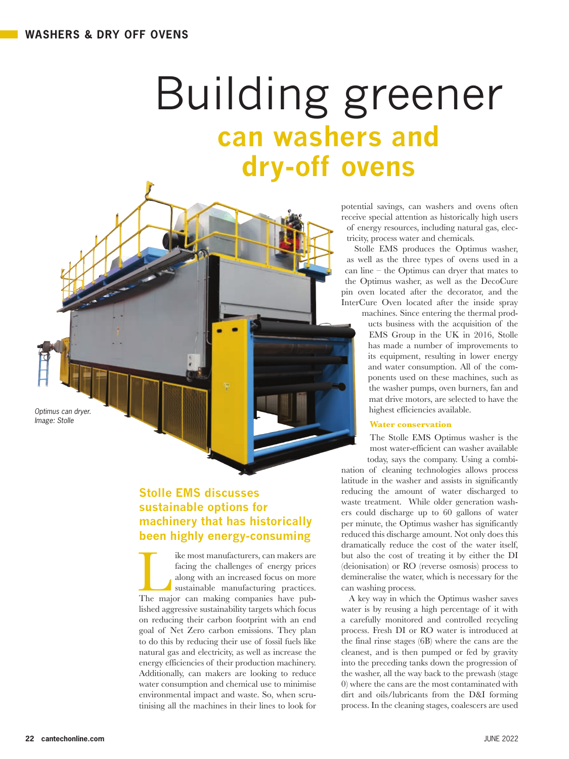# Building greener can washers and dry-off ovens

Optimus can dryer.
Image: Stolle

## Stolle EMS discusses sustainable options for machinery that has historically been highly energy-consuming

Like most manufacturers, can makers are facing the challenges of energy prices along with an increased focus on more sustainable manufacturing practices. The major can making companies have published aggressive sustainability targets which focus on reducing their carbon footprint with an end goal of Net Zero carbon emissions. They plan to do this by reducing their use of fossil fuels like natural gas and electricity, as well as increase the energy efficiencies of their production machinery. Additionally, can makers are looking to reduce water consumption and chemical use to minimise environmental impact and waste. So, when scrutinising all the machines in their lines to look for potential savings, can washers and ovens often receive special attention as historically high users of energy resources, including natural gas, electricity, process water and chemicals.

Stolle EMS produces the Optimus washer, as well as the three types of ovens used in a can line – the Optimus can dryer that mates to the Optimus washer, as well as the DecoCure pin oven located after the decorator, and the InterCure Oven located after the inside spray machines. Since entering the thermal products business with the acquisition of the EMS Group in the UK in 2016, Stolle has made a number of improvements to its equipment, resulting in lower energy and water consumption. All of the components used on these machines, such as the washer pumps, oven burners, fan and mat drive motors, are selected to have the highest efficiencies available.

### Water conservation

The Stolle EMS Optimus washer is the most water-efficient can washer available today, says the company. Using a combination of cleaning technologies allows process latitude in the washer and assists in significantly reducing the amount of water discharged to waste treatment. While older generation washers could discharge up to 60 gallons of water per minute, the Optimus washer has significantly reduced this discharge amount. Not only does this dramatically reduce the cost of the water itself, but also the cost of treating it by either the DI (deionisation) or RO (reverse osmosis) process to demineralise the water, which is necessary for the can washing process.

A key way in which the Optimus washer saves water is by reusing a high percentage of it with a carefully monitored and controlled recycling process. Fresh DI or RO water is introduced at the final rinse stages (6B) where the cans are the cleanest, and is then pumped or fed by gravity into the preceding tanks down the progression of the washer, all the way back to the prewash (stage 0) where the cans are the most contaminated with dirt and oils/lubricants from the D&I forming process. In the cleaning stages, coalescers are used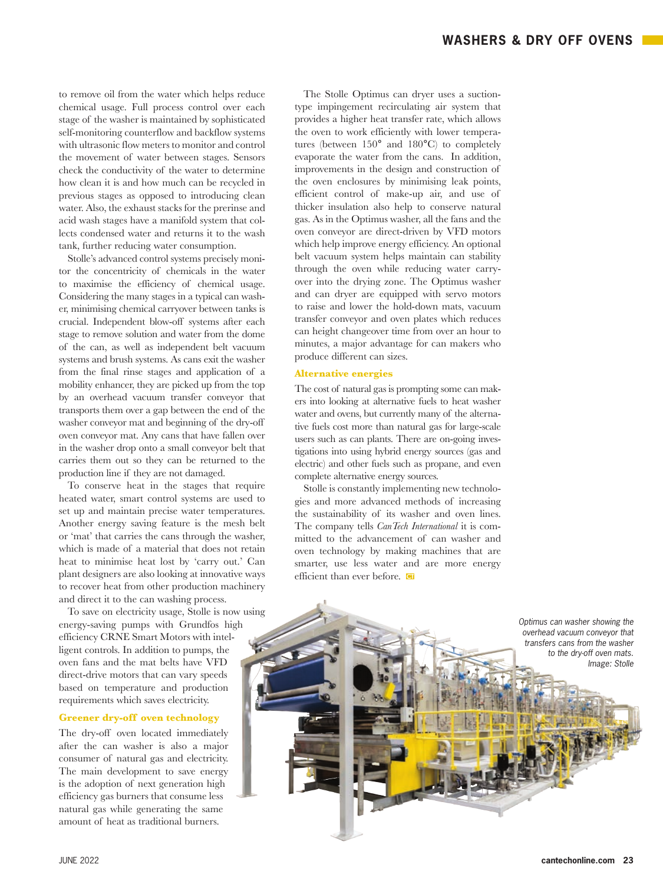to remove oil from the water which helps reduce chemical usage. Full process control over each stage of the washer is maintained by sophisticated self-monitoring counterflow and backflow systems with ultrasonic flow meters to monitor and control the movement of water between stages. Sensors check the conductivity of the water to determine how clean it is and how much can be recycled in previous stages as opposed to introducing clean water. Also, the exhaust stacks for the prerinse and acid wash stages have a manifold system that collects condensed water and returns it to the wash tank, further reducing water consumption.

Stolle's advanced control systems precisely monitor the concentricity of chemicals in the water to maximise the efficiency of chemical usage. Considering the many stages in a typical can washer, minimising chemical carryover between tanks is crucial. Independent blow-off systems after each stage to remove solution and water from the dome of the can, as well as independent belt vacuum systems and brush systems. As cans exit the washer from the final rinse stages and application of a mobility enhancer, they are picked up from the top by an overhead vacuum transfer conveyor that transports them over a gap between the end of the washer conveyor mat and beginning of the dry-off oven conveyor mat. Any cans that have fallen over in the washer drop onto a small conveyor belt that carries them out so they can be returned to the production line if they are not damaged.

To conserve heat in the stages that require heated water, smart control systems are used to set up and maintain precise water temperatures. Another energy saving feature is the mesh belt or 'mat' that carries the cans through the washer, which is made of a material that does not retain heat to minimise heat lost by 'carry out.' Can plant designers are also looking at innovative ways to recover heat from other production machinery and direct it to the can washing process.

To save on electricity usage, Stolle is now using energy-saving pumps with Grundfos high efficiency CRNE Smart Motors with intelligent controls. In addition to pumps, the oven fans and the mat belts have VFD direct-drive motors that can vary speeds based on temperature and production requirements which saves electricity.

### Greener dry-off oven technology

The dry-off oven located immediately after the can washer is also a major consumer of natural gas and electricity. The main development to save energy is the adoption of next generation high efficiency gas burners that consume less natural gas while generating the same amount of heat as traditional burners.

The Stolle Optimus can dryer uses a suction-type impingement recirculating air system that provides a higher heat transfer rate, which allows the oven to work efficiently with lower temperatures (between 150° and 180°C) to completely evaporate the water from the cans. In addition, improvements in the design and construction of the oven enclosures by minimising leak points, efficient control of make-up air, and use of thicker insulation also help to conserve natural gas. As in the Optimus washer, all the fans and the oven conveyor are direct-driven by VFD motors which help improve energy efficiency. An optional belt vacuum system helps maintain can stability through the oven while reducing water carry-over into the drying zone. The Optimus washer and can dryer are equipped with servo motors to raise and lower the hold-down mats, vacuum transfer conveyor and oven plates which reduces can height changeover time from over an hour to minutes, a major advantage for can makers who produce different can sizes.

### Alternative energies

The cost of natural gas is prompting some can makers into looking at alternative fuels to heat washer water and ovens, but currently many of the alternative fuels cost more than natural gas for large-scale users such as can plants. There are on-going investigations into using hybrid energy sources (gas and electric) and other fuels such as propane, and even complete alternative energy sources.

Stolle is constantly implementing new technologies and more advanced methods of increasing the sustainability of its washer and oven lines. The company tells *CanTech International* it is committed to the advancement of can washer and oven technology by making machines that are smarter, use less water and are more energy efficient than ever before. CT

*Optimus can washer showing the overhead vacuum conveyor that transfers cans from the washer to the dry-off oven mats. Image: Stolle*